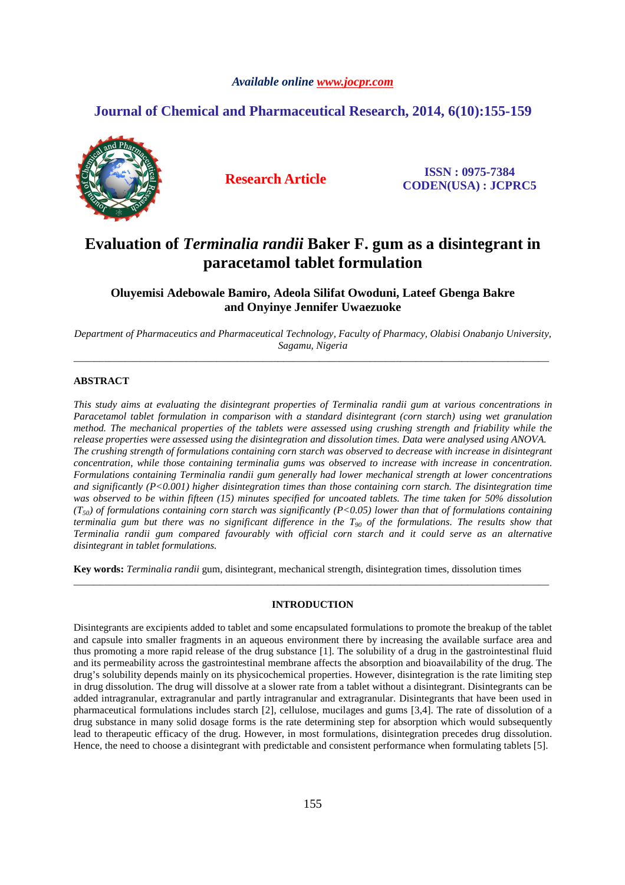# Evaluation of *Terminalia randii* Baker F. gum as a disintegrant in paracetamol tablet formulation

**Oluyemisi Adebowale Bamiro, Adeola Silifat Owoduni, Lateef Gbenga Bakre and Onyinye Jennifer Uwaezuoke**

*Department of Pharmaceutics and Pharmaceutical Technology, Faculty of Pharmacy, Olabisi Onabanjo University, Sagamu, Nigeria*

---

## ABSTRACT

*This study aims at evaluating the disintegrant properties of Terminalia randii gum at various concentrations in Paracetamol tablet formulation in comparison with a standard disintegrant (corn starch) using wet granulation method. The mechanical properties of the tablets were assessed using crushing strength and friability while the release properties were assessed using the disintegration and dissolution times. Data were analysed using ANOVA. The crushing strength of formulations containing corn starch was observed to decrease with increase in disintegrant concentration, while those containing terminalia gums was observed to increase with increase in concentration. Formulations containing Terminalia randii gum generally had lower mechanical strength at lower concentrations and significantly ($P<0.001$) higher disintegration times than those containing corn starch. The disintegration time was observed to be within fifteen (15) minutes specified for uncoated tablets. The time taken for 50% dissolution ($T_{50}$) of formulations containing corn starch was significantly ($P<0.05$) lower than that of formulations containing terminalia gum but there was no significant difference in the $T_{90}$ of the formulations. The results show that Terminalia randii gum compared favourably with official corn starch and it could serve as an alternative disintegrant in tablet formulations.*

**Key words:** *Terminalia randii* gum, disintegrant, mechanical strength, disintegration times, dissolution times

---

## INTRODUCTION

Disintegrants are excipients added to tablet and some encapsulated formulations to promote the breakup of the tablet and capsule into smaller fragments in an aqueous environment there by increasing the available surface area and thus promoting a more rapid release of the drug substance [1]. The solubility of a drug in the gastrointestinal fluid and its permeability across the gastrointestinal membrane affects the absorption and bioavailability of the drug. The drug's solubility depends mainly on its physicochemical properties. However, disintegration is the rate limiting step in drug dissolution. The drug will dissolve at a slower rate from a tablet without a disintegrant. Disintegrants can be added intragranular, extragranular and partly intragranular and extragranular. Disintegrants that have been used in pharmaceutical formulations includes starch [2], cellulose, mucilages and gums [3,4]. The rate of dissolution of a drug substance in many solid dosage forms is the rate determining step for absorption which would subsequently lead to therapeutic efficacy of the drug. However, in most formulations, disintegration precedes drug dissolution. Hence, the need to choose a disintegrant with predictable and consistent performance when formulating tablets [5].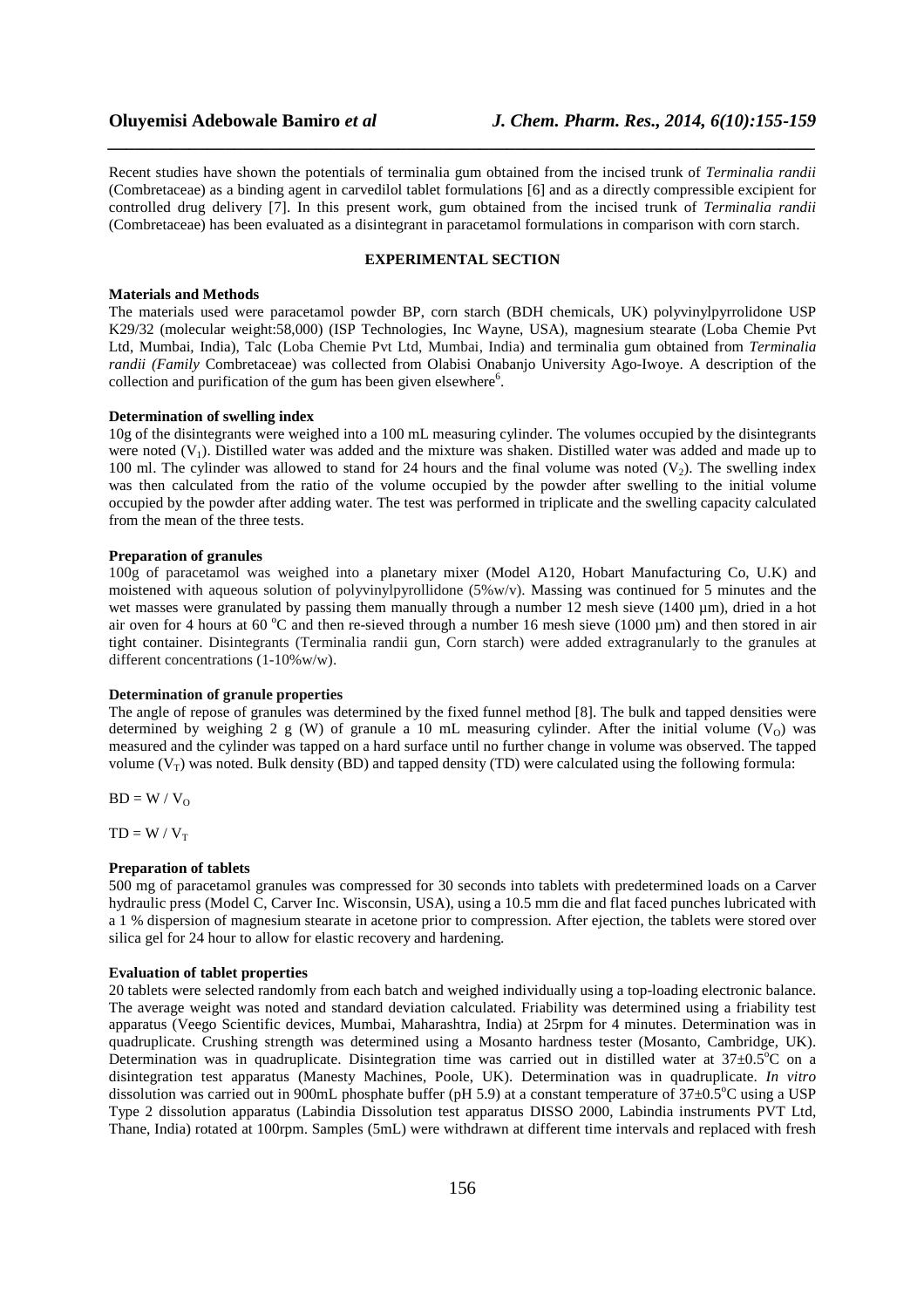Recent studies have shown the potentials of terminalia gum obtained from the incised trunk of *Terminalia randii* (Combretaceae) as a binding agent in carvedilol tablet formulations [6] and as a directly compressible excipient for controlled drug delivery [7]. In this present work, gum obtained from the incised trunk of *Terminalia randii* (Combretaceae) has been evaluated as a disintegrant in paracetamol formulations in comparison with corn starch.

## EXPERIMENTAL SECTION

### Materials and Methods

The materials used were paracetamol powder BP, corn starch (BDH chemicals, UK) polyvinylpyrrolidone USP K29/32 (molecular weight:58,000) (ISP Technologies, Inc Wayne, USA), magnesium stearate (Loba Chemie Pvt Ltd, Mumbai, India), Talc (Loba Chemie Pvt Ltd, Mumbai, India) and terminalia gum obtained from *Terminalia randii (Family* Combretaceae) was collected from Olabisi Onabanjo University Ago-Iwoye. A description of the collection and purification of the gum has been given elsewhere[6].

### Determination of swelling index

10g of the disintegrants were weighed into a 100 mL measuring cylinder. The volumes occupied by the disintegrants were noted ($V_1$). Distilled water was added and the mixture was shaken. Distilled water was added and made up to 100 ml. The cylinder was allowed to stand for 24 hours and the final volume was noted ($V_2$). The swelling index was then calculated from the ratio of the volume occupied by the powder after swelling to the initial volume occupied by the powder after adding water. The test was performed in triplicate and the swelling capacity calculated from the mean of the three tests.

### Preparation of granules

100g of paracetamol was weighed into a planetary mixer (Model A120, Hobart Manufacturing Co, U.K) and moistened with aqueous solution of polyvinylpyrollidone (5%w/v). Massing was continued for 5 minutes and the wet masses were granulated by passing them manually through a number 12 mesh sieve (1400 µm), dried in a hot air oven for 4 hours at 60 °C and then re-sieved through a number 16 mesh sieve (1000 µm) and then stored in air tight container. Disintegrants (Terminalia randii gun, Corn starch) were added extragranularly to the granules at different concentrations (1-10%w/w).

### Determination of granule properties

The angle of repose of granules was determined by the fixed funnel method [8]. The bulk and tapped densities were determined by weighing 2 g (W) of granule a 10 mL measuring cylinder. After the initial volume ($V_O$) was measured and the cylinder was tapped on a hard surface until no further change in volume was observed. The tapped volume ($V_T$) was noted. Bulk density (BD) and tapped density (TD) were calculated using the following formula:

$$BD = W / V_O$$

$$TD = W / V_T$$

### Preparation of tablets

500 mg of paracetamol granules was compressed for 30 seconds into tablets with predetermined loads on a Carver hydraulic press (Model C, Carver Inc. Wisconsin, USA), using a 10.5 mm die and flat faced punches lubricated with a 1 % dispersion of magnesium stearate in acetone prior to compression. After ejection, the tablets were stored over silica gel for 24 hour to allow for elastic recovery and hardening.

### Evaluation of tablet properties

20 tablets were selected randomly from each batch and weighed individually using a top-loading electronic balance. The average weight was noted and standard deviation calculated. Friability was determined using a friability test apparatus (Veego Scientific devices, Mumbai, Maharashtra, India) at 25rpm for 4 minutes. Determination was in quadruplicate. Crushing strength was determined using a Mosanto hardness tester (Mosanto, Cambridge, UK). Determination was in quadruplicate. Disintegration time was carried out in distilled water at 37±0.5°C on a disintegration test apparatus (Manesty Machines, Poole, UK). Determination was in quadruplicate. *In vitro* dissolution was carried out in 900mL phosphate buffer (pH 5.9) at a constant temperature of 37±0.5°C using a USP Type 2 dissolution apparatus (Labindia Dissolution test apparatus DISSO 2000, Labindia instruments PVT Ltd, Thane, India) rotated at 100rpm. Samples (5mL) were withdrawn at different time intervals and replaced with fresh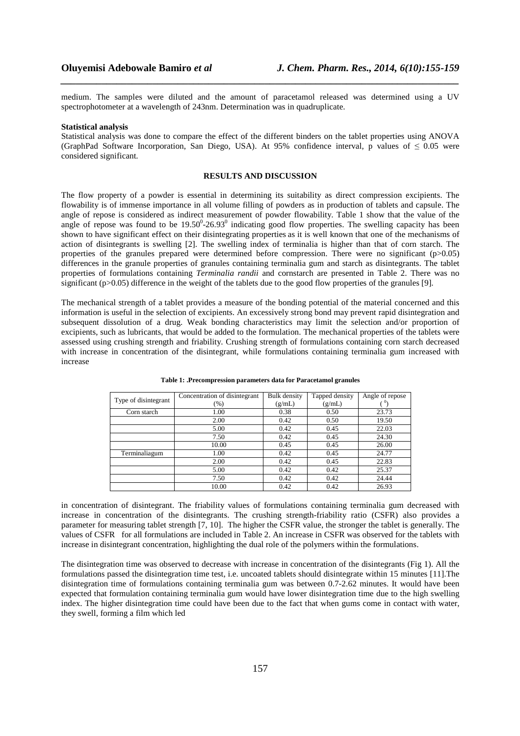medium. The samples were diluted and the amount of paracetamol released was determined using a UV spectrophotometer at a wavelength of 243nm. Determination was in quadruplicate.

**Statistical analysis**

Statistical analysis was done to compare the effect of the different binders on the tablet properties using ANOVA (GraphPad Software Incorporation, San Diego, USA). At 95% confidence interval, p values of $\leq$ 0.05 were considered significant.

## RESULTS AND DISCUSSION

The flow property of a powder is essential in determining its suitability as direct compression excipients. The flowability is of immense importance in all volume filling of powders as in production of tablets and capsule. The angle of repose is considered as indirect measurement of powder flowability. Table 1 show that the value of the angle of repose was found to be $19.50^0$-$26.93^0$ indicating good flow properties. The swelling capacity has been shown to have significant effect on their disintegrating properties as it is well known that one of the mechanisms of action of disintegrants is swelling [2]. The swelling index of terminalia is higher than that of corn starch. The properties of the granules prepared were determined before compression. There were no significant (p>0.05) differences in the granule properties of granules containing terminalia gum and starch as disintegrants. The tablet properties of formulations containing *Terminalia randii* and cornstarch are presented in Table 2. There was no significant (p>0.05) difference in the weight of the tablets due to the good flow properties of the granules [9].

The mechanical strength of a tablet provides a measure of the bonding potential of the material concerned and this information is useful in the selection of excipients. An excessively strong bond may prevent rapid disintegration and subsequent dissolution of a drug. Weak bonding characteristics may limit the selection and/or proportion of excipients, such as lubricants, that would be added to the formulation. The mechanical properties of the tablets were assessed using crushing strength and friability. Crushing strength of formulations containing corn starch decreased with increase in concentration of the disintegrant, while formulations containing terminalia gum increased with increase in concentration of disintegrant. The friability values of formulations containing terminalia gum decreased with increase in concentration of the disintegrants. The crushing strength-friability ratio (CSFR) also provides a parameter for measuring tablet strength [7, 10]. The higher the CSFR value, the stronger the tablet is generally. The values of CSFR for all formulations are included in Table 2. An increase in CSFR was observed for the tablets with increase in disintegrant concentration, highlighting the dual role of the polymers within the formulations.

**Table 1: .Precompression parameters data for Paracetamol granules**

| Type of disintegrant | Concentration of disintegrant (%) | Bulk density (g/mL) | Tapped density (g/mL) | Angle of repose ($^0$) |
|---|---|---|---|---|
| Corn starch | 1.00 | 0.38 | 0.50 | 23.73 |
| | 2.00 | 0.42 | 0.50 | 19.50 |
| | 5.00 | 0.42 | 0.45 | 22.03 |
| | 7.50 | 0.42 | 0.45 | 24.30 |
| | 10.00 | 0.45 | 0.45 | 26.00 |
| Terminaliagum | 1.00 | 0.42 | 0.45 | 24.77 |
| | 2.00 | 0.42 | 0.45 | 22.83 |
| | 5.00 | 0.42 | 0.42 | 25.37 |
| | 7.50 | 0.42 | 0.42 | 24.44 |
| | 10.00 | 0.42 | 0.42 | 26.93 |

The disintegration time was observed to decrease with increase in concentration of the disintegrants (Fig 1). All the formulations passed the disintegration time test, i.e. uncoated tablets should disintegrate within 15 minutes [11].The disintegration time of formulations containing terminalia gum was between 0.7-2.62 minutes. It would have been expected that formulation containing terminalia gum would have lower disintegration time due to the high swelling index. The higher disintegration time could have been due to the fact that when gums come in contact with water, they swell, forming a film which led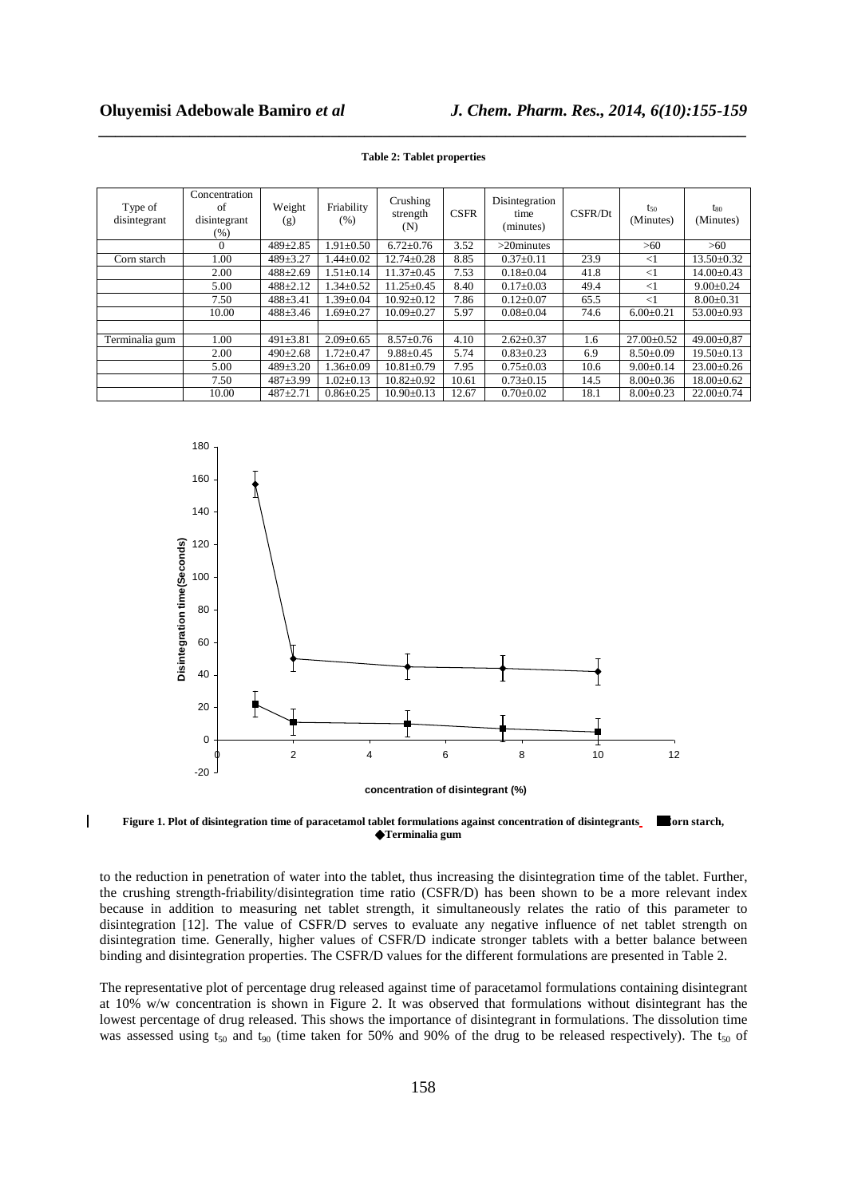**Table 2: Tablet properties**

| Type of disintegrant | Concentration of disintegrant (%) | Weight (g) | Friability (%) | Crushing strength (N) | CSFR | Disintegration time (minutes) | CSFR/Dt | $t_{50}$ (Minutes) | $t_{80}$ (Minutes) |
|---|---|---|---|---|---|---|---|---|---|
| | 0 | 489±2.85 | 1.91±0.50 | 6.72±0.76 | 3.52 | >20minutes | | >60 | >60 |
| Corn starch | 1.00 | 489±3.27 | 1.44±0.02 | 12.74±0.28 | 8.85 | 0.37±0.11 | 23.9 | <1 | 13.50±0.32 |
| | 2.00 | 488±2.69 | 1.51±0.14 | 11.37±0.45 | 7.53 | 0.18±0.04 | 41.8 | <1 | 14.00±0.43 |
| | 5.00 | 488±2.12 | 1.34±0.52 | 11.25±0.45 | 8.40 | 0.17±0.03 | 49.4 | <1 | 9.00±0.24 |
| | 7.50 | 488±3.41 | 1.39±0.04 | 10.92±0.12 | 7.86 | 0.12±0.07 | 65.5 | <1 | 8.00±0.31 |
| | 10.00 | 488±3.46 | 1.69±0.27 | 10.09±0.27 | 5.97 | 0.08±0.04 | 74.6 | 6.00±0.21 | 53.00±0.93 |
| | | | | | | | | | |
| Terminalia gum | 1.00 | 491±3.81 | 2.09±0.65 | 8.57±0.76 | 4.10 | 2.62±0.37 | 1.6 | 27.00±0.52 | 49.00±0,87 |
| | 2.00 | 490±2.68 | 1.72±0.47 | 9.88±0.45 | 5.74 | 0.83±0.23 | 6.9 | 8.50±0.09 | 19.50±0.13 |
| | 5.00 | 489±3.20 | 1.36±0.09 | 10.81±0.79 | 7.95 | 0.75±0.03 | 10.6 | 9.00±0.14 | 23.00±0.26 |
| | 7.50 | 487±3.99 | 1.02±0.13 | 10.82±0.92 | 10.61 | 0.73±0.15 | 14.5 | 8.00±0.36 | 18.00±0.62 |
| | 10.00 | 487±2.71 | 0.86±0.25 | 10.90±0.13 | 12.67 | 0.70±0.02 | 18.1 | 8.00±0.23 | 22.00±0.74 |

**Figure 1. Plot of disintegration time of paracetamol tablet formulations against concentration of disintegrants ■ Corn starch, ◆Terminalia gum**

to the reduction in penetration of water into the tablet, thus increasing the disintegration time of the tablet. Further, the crushing strength-friability/disintegration time ratio (CSFR/D) has been shown to be a more relevant index because in addition to measuring net tablet strength, it simultaneously relates the ratio of this parameter to disintegration [12]. The value of CSFR/D serves to evaluate any negative influence of net tablet strength on disintegration time. Generally, higher values of CSFR/D indicate stronger tablets with a better balance between binding and disintegration properties. The CSFR/D values for the different formulations are presented in Table 2.

The representative plot of percentage drug released against time of paracetamol formulations containing disintegrant at 10% w/w concentration is shown in Figure 2. It was observed that formulations without disintegrant has the lowest percentage of drug released. This shows the importance of disintegrant in formulations. The dissolution time was assessed using $t_{50}$ and $t_{90}$ (time taken for 50% and 90% of the drug to be released respectively). The $t_{50}$ of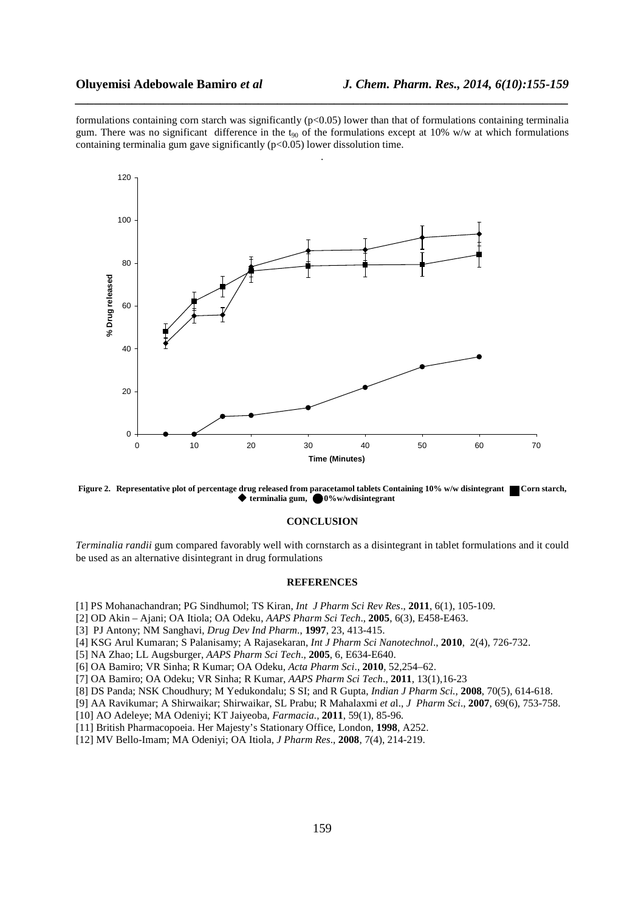formulations containing corn starch was significantly ($p<0.05$) lower than that of formulations containing terminalia gum. There was no significant difference in the $t_{90}$ of the formulations except at 10% w/w at which formulations containing terminalia gum gave significantly ($p<0.05$) lower dissolution time.

120
100
80
60
40
20
0
% Drug released
0 10 20 30 40 50 60 70
Time (Minutes)

**Figure 2. Representative plot of percentage drug released from paracetamol tablets Containing 10% w/w disintegrant ■ Corn starch, ◆ terminalia gum, ● 0%w/wdisintegrant**

## CONCLUSION

*Terminalia randii* gum compared favorably well with cornstarch as a disintegrant in tablet formulations and it could be used as an alternative disintegrant in drug formulations

## REFERENCES

[1] PS Mohanachandran; PG Sindhumol; TS Kiran, *Int J Pharm Sci Rev Res*., **2011**, 6(1), 105-109.

[2] OD Akin – Ajani; OA Itiola; OA Odeku, *AAPS Pharm Sci Tech*., **2005**, 6(3), E458-E463.

[3] PJ Antony; NM Sanghavi, *Drug Dev Ind Pharm*., **1997**, 23, 413-415.

[4] KSG Arul Kumaran; S Palanisamy; A Rajasekaran, *Int J Pharm Sci Nanotechnol*., **2010**, 2(4), 726-732.

[5] NA Zhao; LL Augsburger, *AAPS Pharm Sci Tech*., **2005**, 6, E634-E640.

[6] OA Bamiro; VR Sinha; R Kumar; OA Odeku, *Acta Pharm Sci*., **2010**, 52,254–62.

[7] OA Bamiro; OA Odeku; VR Sinha; R Kumar, *AAPS Pharm Sci Tech*., **2011**, 13(1),16-23

[8] DS Panda; NSK Choudhury; M Yedukondalu; S SI; and R Gupta, *Indian J Pharm Sci.*, **2008**, 70(5), 614-618.

[9] AA Ravikumar; A Shirwaikar; Shirwaikar, SL Prabu; R Mahalaxmi *et a*l., *J Pharm Sci*., **2007**, 69(6), 753-758.

[10] AO Adeleye; MA Odeniyi; KT Jaiyeoba, *Farmacia.*, **2011**, 59(1), 85-96.

[11] British Pharmacopoeia. Her Majesty's Stationary Office, London, **1998**, A252.

[12] MV Bello-Imam; MA Odeniyi; OA Itiola, *J Pharm Res*., **2008**, 7(4), 214-219.